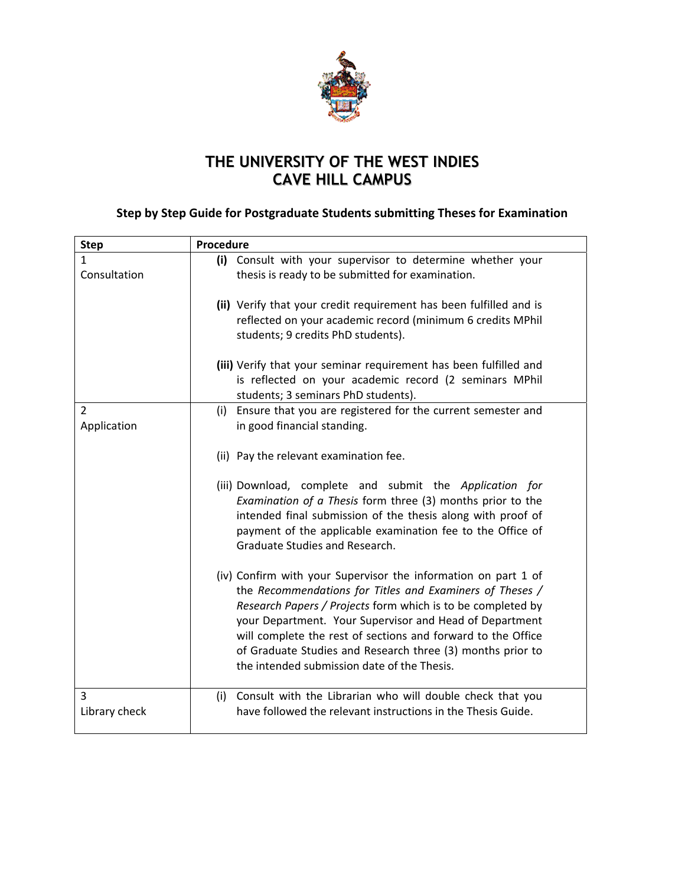# THE UNIVERSITY OF THE WEST INDIES
# CAVE HILL CAMPUS

### Step by Step Guide for Postgraduate Students submitting Theses for Examination

| Step | Procedure |
|---|---|
| 1<br>Consultation | **(i)** Consult with your supervisor to determine whether your thesis is ready to be submitted for examination.<br><br>**(ii)** Verify that your credit requirement has been fulfilled and is reflected on your academic record (minimum 6 credits MPhil students; 9 credits PhD students).<br><br>**(iii)** Verify that your seminar requirement has been fulfilled and is reflected on your academic record (2 seminars MPhil students; 3 seminars PhD students). |
| 2<br>Application | (i) Ensure that you are registered for the current semester and in good financial standing.<br><br>(ii) Pay the relevant examination fee.<br><br>(iii) Download, complete and submit the *Application for Examination of a Thesis* form three (3) months prior to the intended final submission of the thesis along with proof of payment of the applicable examination fee to the Office of Graduate Studies and Research.<br><br>(iv) Confirm with your Supervisor the information on part 1 of the *Recommendations for Titles and Examiners of Theses / Research Papers / Projects* form which is to be completed by your Department. Your Supervisor and Head of Department will complete the rest of sections and forward to the Office of Graduate Studies and Research three (3) months prior to the intended submission date of the Thesis. |
| 3<br>Library check | (i) Consult with the Librarian who will double check that you have followed the relevant instructions in the Thesis Guide. |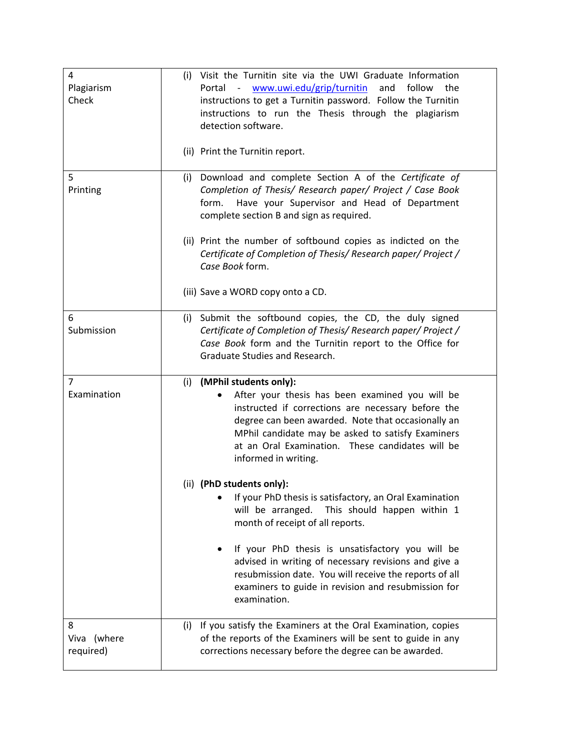| | |
|---|---|
| 4<br>Plagiarism Check | (i) Visit the Turnitin site via the UWI Graduate Information Portal - [www.uwi.edu/grip/turnitin](www.uwi.edu/grip/turnitin) and follow the instructions to get a Turnitin password. Follow the Turnitin instructions to run the Thesis through the plagiarism detection software.<br><br>(ii) Print the Turnitin report. |
| 5<br>Printing | (i) Download and complete Section A of the *Certificate of Completion of Thesis/ Research paper/ Project / Case Book* form. Have your Supervisor and Head of Department complete section B and sign as required.<br><br>(ii) Print the number of softbound copies as indicated on the *Certificate of Completion of Thesis/ Research paper/ Project / Case Book* form.<br><br>(iii) Save a WORD copy onto a CD. |
| 6<br>Submission | (i) Submit the softbound copies, the CD, the duly signed *Certificate of Completion of Thesis/ Research paper/ Project / Case Book* form and the Turnitin report to the Office for Graduate Studies and Research. |
| 7<br>Examination | (i) **(MPhil students only):**<br>• After your thesis has been examined you will be instructed if corrections are necessary before the degree can been awarded. Note that occasionally an MPhil candidate may be asked to satisfy Examiners at an Oral Examination. These candidates will be informed in writing.<br><br>(ii) **(PhD students only):**<br>• If your PhD thesis is satisfactory, an Oral Examination will be arranged. This should happen within 1 month of receipt of all reports.<br><br>• If your PhD thesis is unsatisfactory you will be advised in writing of necessary revisions and give a resubmission date. You will receive the reports of all examiners to guide in revision and resubmission for examination. |
| 8<br>Viva (where required) | (i) If you satisfy the Examiners at the Oral Examination, copies of the reports of the Examiners will be sent to guide in any corrections necessary before the degree can be awarded. |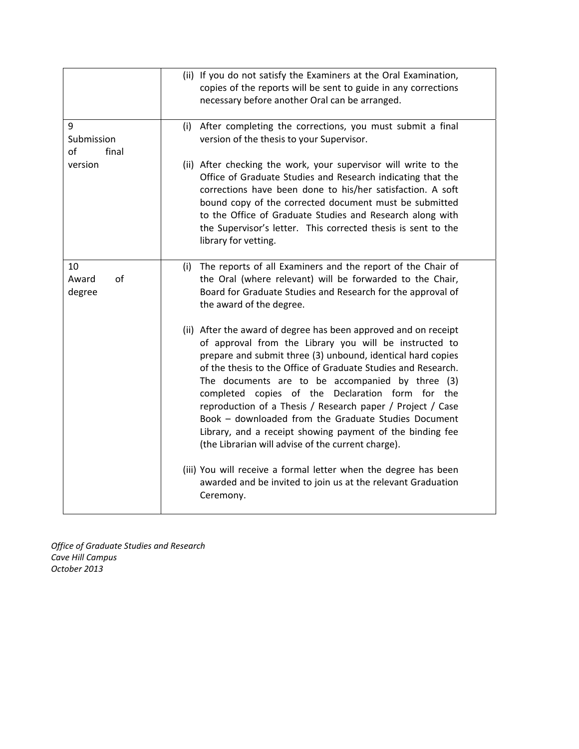| | |
|---|---|
| | (ii) If you do not satisfy the Examiners at the Oral Examination, copies of the reports will be sent to guide in any corrections necessary before another Oral can be arranged. |
| 9<br>Submission of final version | (i) After completing the corrections, you must submit a final version of the thesis to your Supervisor.<br><br>(ii) After checking the work, your supervisor will write to the Office of Graduate Studies and Research indicating that the corrections have been done to his/her satisfaction. A soft bound copy of the corrected document must be submitted to the Office of Graduate Studies and Research along with the Supervisor's letter. This corrected thesis is sent to the library for vetting. |
| 10<br>Award of degree | (i) The reports of all Examiners and the report of the Chair of the Oral (where relevant) will be forwarded to the Chair, Board for Graduate Studies and Research for the approval of the award of the degree.<br><br>(ii) After the award of degree has been approved and on receipt of approval from the Library you will be instructed to prepare and submit three (3) unbound, identical hard copies of the thesis to the Office of Graduate Studies and Research. The documents are to be accompanied by three (3) completed copies of the Declaration form for the reproduction of a Thesis / Research paper / Project / Case Book – downloaded from the Graduate Studies Document Library, and a receipt showing payment of the binding fee (the Librarian will advise of the current charge).<br><br>(iii) You will receive a formal letter when the degree has been awarded and be invited to join us at the relevant Graduation Ceremony. |

*Office of Graduate Studies and Research*
*Cave Hill Campus*
*October 2013*